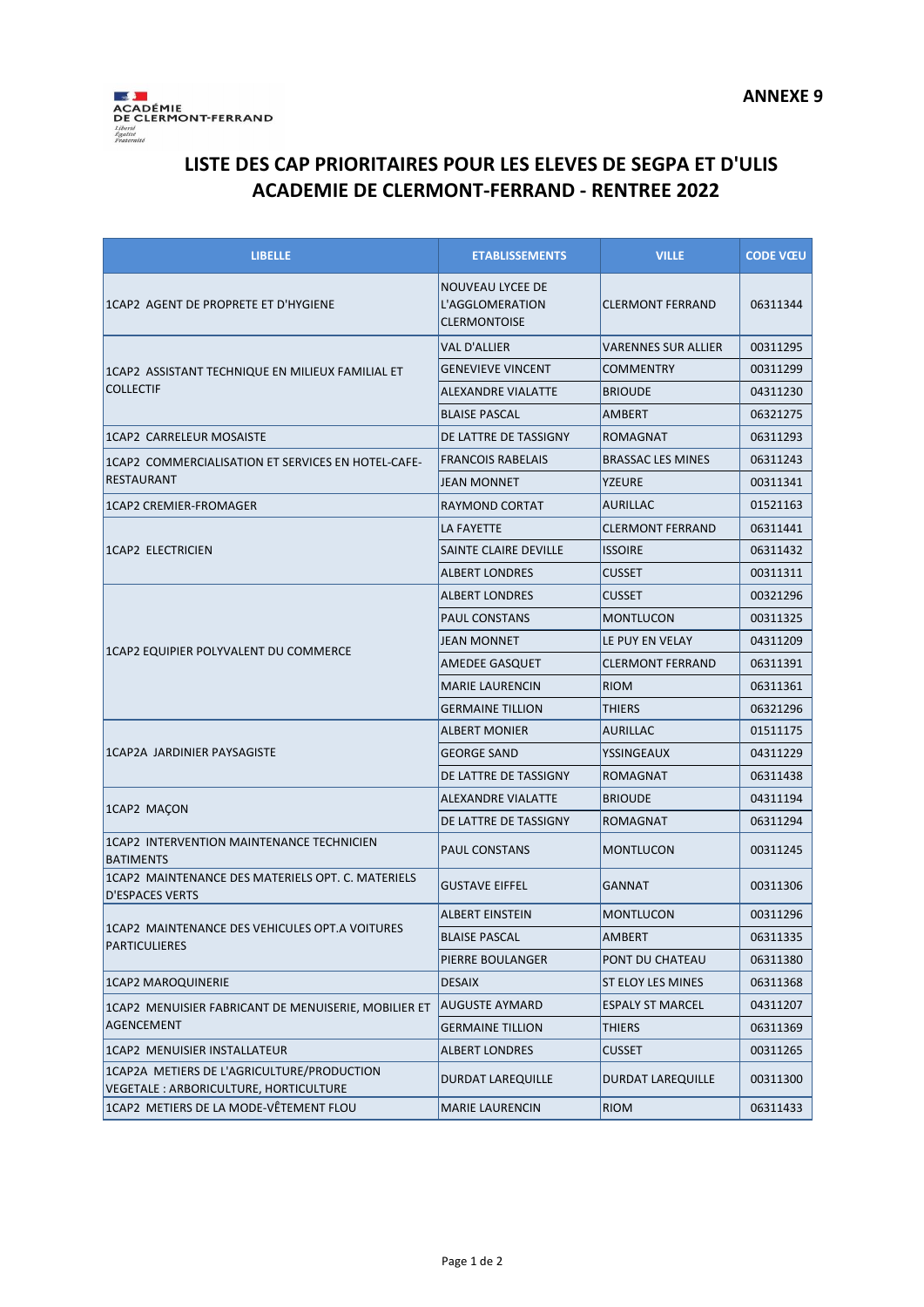ACADÉMIE DE CLERMONT-FERRAND
*Liberté Égalité Fraternité*

**ANNEXE 9**

# LISTE DES CAP PRIORITAIRES POUR LES ELEVES DE SEGPA ET D'ULIS ACADEMIE DE CLERMONT-FERRAND - RENTREE 2022

| LIBELLE | ETABLISSEMENTS | VILLE | CODE VŒU |
|---|---|---|---|
| 1CAP2 AGENT DE PROPRETE ET D'HYGIENE | NOUVEAU LYCEE DE L'AGGLOMERATION CLERMONTOISE | CLERMONT FERRAND | 06311344 |
| 1CAP2 ASSISTANT TECHNIQUE EN MILIEUX FAMILIAL ET COLLECTIF | VAL D'ALLIER | VARENNES SUR ALLIER | 00311295 |
| | GENEVIEVE VINCENT | COMMENTRY | 00311299 |
| | ALEXANDRE VIALATTE | BRIOUDE | 04311230 |
| | BLAISE PASCAL | AMBERT | 06321275 |
| 1CAP2 CARRELEUR MOSAISTE | DE LATTRE DE TASSIGNY | ROMAGNAT | 06311293 |
| 1CAP2 COMMERCIALISATION ET SERVICES EN HOTEL-CAFE-RESTAURANT | FRANCOIS RABELAIS | BRASSAC LES MINES | 06311243 |
| | JEAN MONNET | YZEURE | 00311341 |
| 1CAP2 CREMIER-FROMAGER | RAYMOND CORTAT | AURILLAC | 01521163 |
| 1CAP2 ELECTRICIEN | LA FAYETTE | CLERMONT FERRAND | 06311441 |
| | SAINTE CLAIRE DEVILLE | ISSOIRE | 06311432 |
| | ALBERT LONDRES | CUSSET | 00311311 |
| 1CAP2 EQUIPIER POLYVALENT DU COMMERCE | ALBERT LONDRES | CUSSET | 00321296 |
| | PAUL CONSTANS | MONTLUCON | 00311325 |
| | JEAN MONNET | LE PUY EN VELAY | 04311209 |
| | AMEDEE GASQUET | CLERMONT FERRAND | 06311391 |
| | MARIE LAURENCIN | RIOM | 06311361 |
| | GERMAINE TILLION | THIERS | 06321296 |
| 1CAP2A JARDINIER PAYSAGISTE | ALBERT MONIER | AURILLAC | 01511175 |
| | GEORGE SAND | YSSINGEAUX | 04311229 |
| | DE LATTRE DE TASSIGNY | ROMAGNAT | 06311438 |
| 1CAP2 MAÇON | ALEXANDRE VIALATTE | BRIOUDE | 04311194 |
| | DE LATTRE DE TASSIGNY | ROMAGNAT | 06311294 |
| 1CAP2 INTERVENTION MAINTENANCE TECHNICIEN BATIMENTS | PAUL CONSTANS | MONTLUCON | 00311245 |
| 1CAP2 MAINTENANCE DES MATERIELS OPT. C. MATERIELS D'ESPACES VERTS | GUSTAVE EIFFEL | GANNAT | 00311306 |
| 1CAP2 MAINTENANCE DES VEHICULES OPT.A VOITURES PARTICULIERES | ALBERT EINSTEIN | MONTLUCON | 00311296 |
| | BLAISE PASCAL | AMBERT | 06311335 |
| | PIERRE BOULANGER | PONT DU CHATEAU | 06311380 |
| 1CAP2 MAROQUINERIE | DESAIX | ST ELOY LES MINES | 06311368 |
| 1CAP2 MENUISIER FABRICANT DE MENUISERIE, MOBILIER ET AGENCEMENT | AUGUSTE AYMARD | ESPALY ST MARCEL | 04311207 |
| | GERMAINE TILLION | THIERS | 06311369 |
| 1CAP2 MENUISIER INSTALLATEUR | ALBERT LONDRES | CUSSET | 00311265 |
| 1CAP2A METIERS DE L'AGRICULTURE/PRODUCTION VEGETALE : ARBORICULTURE, HORTICULTURE | DURDAT LAREQUILLE | DURDAT LAREQUILLE | 00311300 |
| 1CAP2 METIERS DE LA MODE-VÊTEMENT FLOU | MARIE LAURENCIN | RIOM | 06311433 |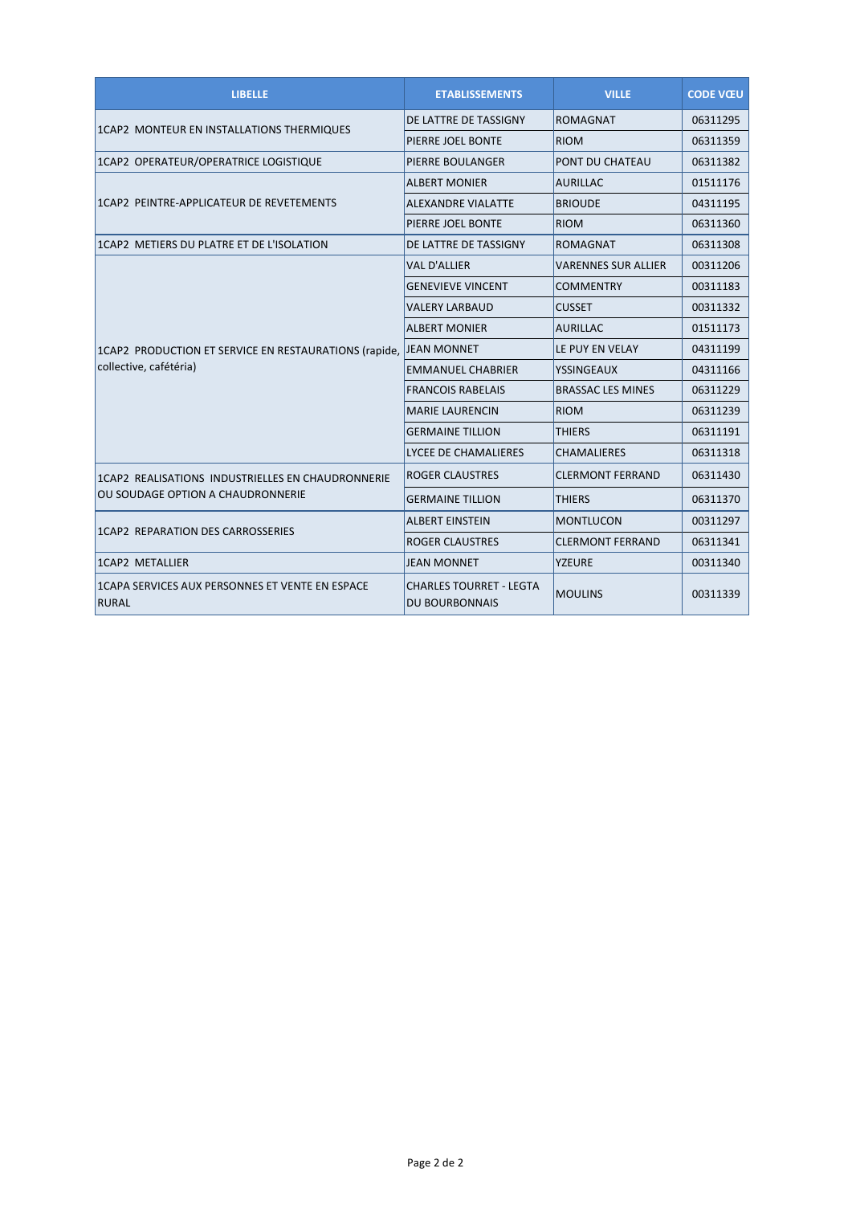| LIBELLE | ETABLISSEMENTS | VILLE | CODE VŒU |
|---|---|---|---|
| 1CAP2 MONTEUR EN INSTALLATIONS THERMIQUES | DE LATTRE DE TASSIGNY | ROMAGNAT | 06311295 |
| | PIERRE JOEL BONTE | RIOM | 06311359 |
| 1CAP2 OPERATEUR/OPERATRICE LOGISTIQUE | PIERRE BOULANGER | PONT DU CHATEAU | 06311382 |
| 1CAP2 PEINTRE-APPLICATEUR DE REVETEMENTS | ALBERT MONIER | AURILLAC | 01511176 |
| | ALEXANDRE VIALATTE | BRIOUDE | 04311195 |
| | PIERRE JOEL BONTE | RIOM | 06311360 |
| 1CAP2 METIERS DU PLATRE ET DE L'ISOLATION | DE LATTRE DE TASSIGNY | ROMAGNAT | 06311308 |
| 1CAP2 PRODUCTION ET SERVICE EN RESTAURATIONS (rapide, collective, cafétéria) | VAL D'ALLIER | VARENNES SUR ALLIER | 00311206 |
| | GENEVIEVE VINCENT | COMMENTRY | 00311183 |
| | VALERY LARBAUD | CUSSET | 00311332 |
| | ALBERT MONIER | AURILLAC | 01511173 |
| | JEAN MONNET | LE PUY EN VELAY | 04311199 |
| | EMMANUEL CHABRIER | YSSINGEAUX | 04311166 |
| | FRANCOIS RABELAIS | BRASSAC LES MINES | 06311229 |
| | MARIE LAURENCIN | RIOM | 06311239 |
| | GERMAINE TILLION | THIERS | 06311191 |
| | LYCEE DE CHAMALIERES | CHAMALIERES | 06311318 |
| 1CAP2 REALISATIONS INDUSTRIELLES EN CHAUDRONNERIE OU SOUDAGE OPTION A CHAUDRONNERIE | ROGER CLAUSTRES | CLERMONT FERRAND | 06311430 |
| | GERMAINE TILLION | THIERS | 06311370 |
| 1CAP2 REPARATION DES CARROSSERIES | ALBERT EINSTEIN | MONTLUCON | 00311297 |
| | ROGER CLAUSTRES | CLERMONT FERRAND | 06311341 |
| 1CAP2 METALLIER | JEAN MONNET | YZEURE | 00311340 |
| 1CAPA SERVICES AUX PERSONNES ET VENTE EN ESPACE RURAL | CHARLES TOURRET - LEGTA DU BOURBONNAIS | MOULINS | 00311339 |